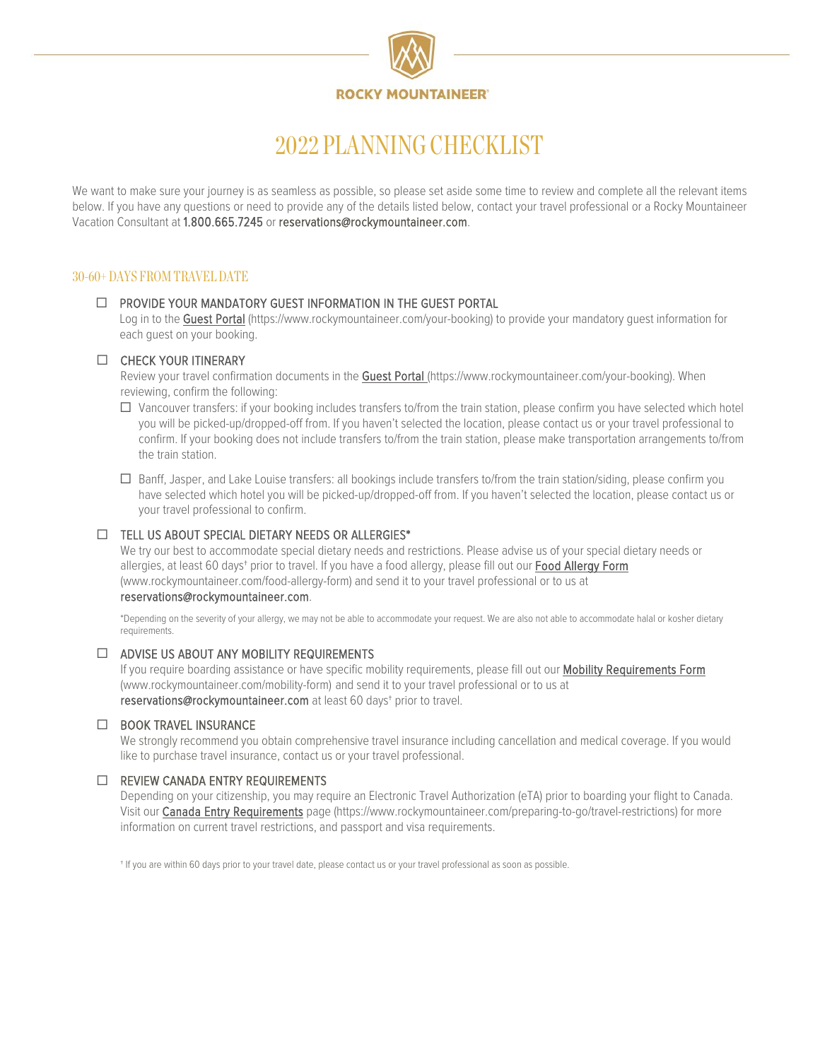ROCKY MOUNTAINEER®

# 2022 PLANNING CHECKLIST

We want to make sure your journey is as seamless as possible, so please set aside some time to review and complete all the relevant items below. If you have any questions or need to provide any of the details listed below, contact your travel professional or a Rocky Mountaineer Vacation Consultant at **1.800.665.7245** or **reservations@rockymountaineer.com**.

## 30-60+ DAYS FROM TRAVEL DATE

- ☐ **PROVIDE YOUR MANDATORY GUEST INFORMATION IN THE GUEST PORTAL**
  Log in to the Guest Portal (https://www.rockymountaineer.com/your-booking) to provide your mandatory guest information for each guest on your booking.

- ☐ **CHECK YOUR ITINERARY**
  Review your travel confirmation documents in the Guest Portal (https://www.rockymountaineer.com/your-booking). When reviewing, confirm the following:
  - ☐ Vancouver transfers: if your booking includes transfers to/from the train station, please confirm you have selected which hotel you will be picked-up/dropped-off from. If you haven't selected the location, please contact us or your travel professional to confirm. If your booking does not include transfers to/from the train station, please make transportation arrangements to/from the train station.
  - ☐ Banff, Jasper, and Lake Louise transfers: all bookings include transfers to/from the train station/siding, please confirm you have selected which hotel you will be picked-up/dropped-off from. If you haven't selected the location, please contact us or your travel professional to confirm.

- ☐ **TELL US ABOUT SPECIAL DIETARY NEEDS OR ALLERGIES***
  We try our best to accommodate special dietary needs and restrictions. Please advise us of your special dietary needs or allergies, at least 60 days† prior to travel. If you have a food allergy, please fill out our Food Allergy Form (www.rockymountaineer.com/food-allergy-form) and send it to your travel professional or to us at **reservations@rockymountaineer.com**.

  *Depending on the severity of your allergy, we may not be able to accommodate your request. We are also not able to accommodate halal or kosher dietary requirements.

- ☐ **ADVISE US ABOUT ANY MOBILITY REQUIREMENTS**
  If you require boarding assistance or have specific mobility requirements, please fill out our Mobility Requirements Form (www.rockymountaineer.com/mobility-form) and send it to your travel professional or to us at **reservations@rockymountaineer.com** at least 60 days† prior to travel.

- ☐ **BOOK TRAVEL INSURANCE**
  We strongly recommend you obtain comprehensive travel insurance including cancellation and medical coverage. If you would like to purchase travel insurance, contact us or your travel professional.

- ☐ **REVIEW CANADA ENTRY REQUIREMENTS**
  Depending on your citizenship, you may require an Electronic Travel Authorization (eTA) prior to boarding your flight to Canada. Visit our Canada Entry Requirements page (https://www.rockymountaineer.com/preparing-to-go/travel-restrictions) for more information on current travel restrictions, and passport and visa requirements.

† If you are within 60 days prior to your travel date, please contact us or your travel professional as soon as possible.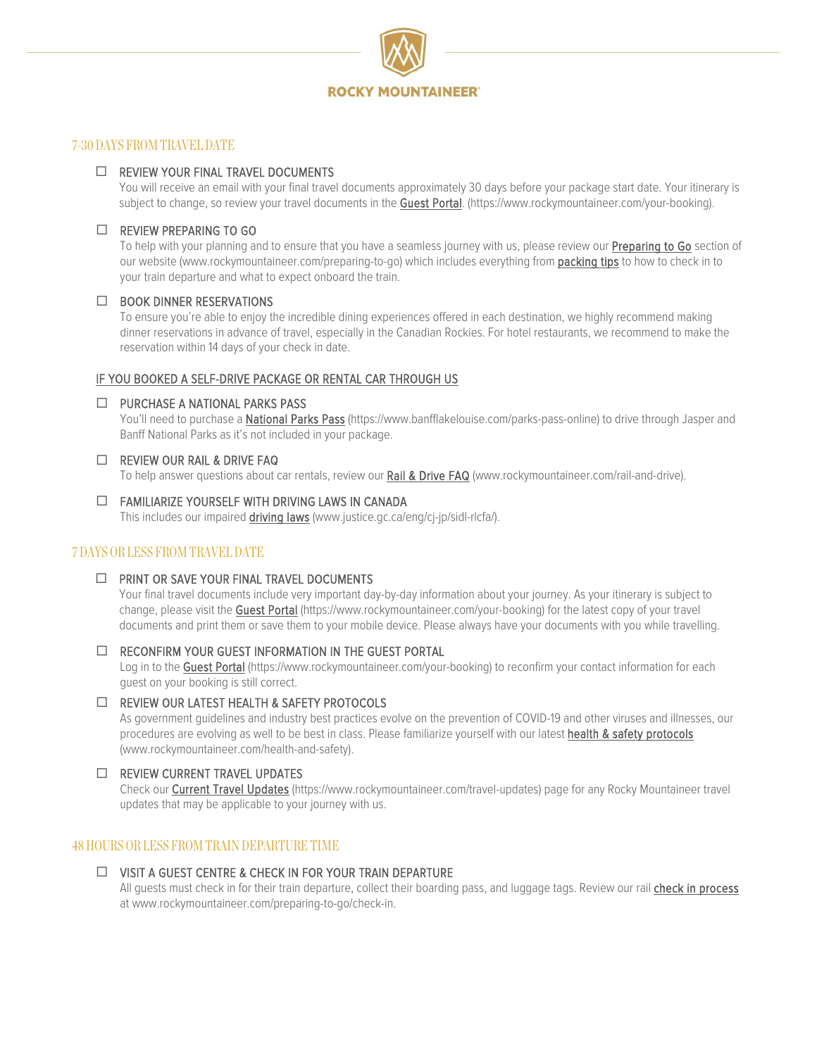ROCKY MOUNTAINEER®

## 7-30 DAYS FROM TRAVEL DATE

☐ **REVIEW YOUR FINAL TRAVEL DOCUMENTS**
You will receive an email with your final travel documents approximately 30 days before your package start date. Your itinerary is subject to change, so review your travel documents in the Guest Portal. (https://www.rockymountaineer.com/your-booking).

☐ **REVIEW PREPARING TO GO**
To help with your planning and to ensure that you have a seamless journey with us, please review our Preparing to Go section of our website (www.rockymountaineer.com/preparing-to-go) which includes everything from packing tips to how to check in to your train departure and what to expect onboard the train.

☐ **BOOK DINNER RESERVATIONS**
To ensure you're able to enjoy the incredible dining experiences offered in each destination, we highly recommend making dinner reservations in advance of travel, especially in the Canadian Rockies. For hotel restaurants, we recommend to make the reservation within 14 days of your check in date.

### IF YOU BOOKED A SELF-DRIVE PACKAGE OR RENTAL CAR THROUGH US

☐ **PURCHASE A NATIONAL PARKS PASS**
You'll need to purchase a National Parks Pass (https://www.banfflakelouise.com/parks-pass-online) to drive through Jasper and Banff National Parks as it's not included in your package.

☐ **REVIEW OUR RAIL & DRIVE FAQ**
To help answer questions about car rentals, review our Rail & Drive FAQ (www.rockymountaineer.com/rail-and-drive).

☐ **FAMILIARIZE YOURSELF WITH DRIVING LAWS IN CANADA**
This includes our impaired driving laws (www.justice.gc.ca/eng/cj-jp/sidl-rlcfa/).

## 7 DAYS OR LESS FROM TRAVEL DATE

☐ **PRINT OR SAVE YOUR FINAL TRAVEL DOCUMENTS**
Your final travel documents include very important day-by-day information about your journey. As your itinerary is subject to change, please visit the Guest Portal (https://www.rockymountaineer.com/your-booking) for the latest copy of your travel documents and print them or save them to your mobile device. Please always have your documents with you while travelling.

☐ **RECONFIRM YOUR GUEST INFORMATION IN THE GUEST PORTAL**
Log in to the Guest Portal (https://www.rockymountaineer.com/your-booking) to reconfirm your contact information for each guest on your booking is still correct.

☐ **REVIEW OUR LATEST HEALTH & SAFETY PROTOCOLS**
As government guidelines and industry best practices evolve on the prevention of COVID-19 and other viruses and illnesses, our procedures are evolving as well to be best in class. Please familiarize yourself with our latest health & safety protocols (www.rockymountaineer.com/health-and-safety).

☐ **REVIEW CURRENT TRAVEL UPDATES**
Check our Current Travel Updates (https://www.rockymountaineer.com/travel-updates) page for any Rocky Mountaineer travel updates that may be applicable to your journey with us.

## 48 HOURS OR LESS FROM TRAIN DEPARTURE TIME

☐ **VISIT A GUEST CENTRE & CHECK IN FOR YOUR TRAIN DEPARTURE**
All guests must check in for their train departure, collect their boarding pass, and luggage tags. Review our rail check in process at www.rockymountaineer.com/preparing-to-go/check-in.